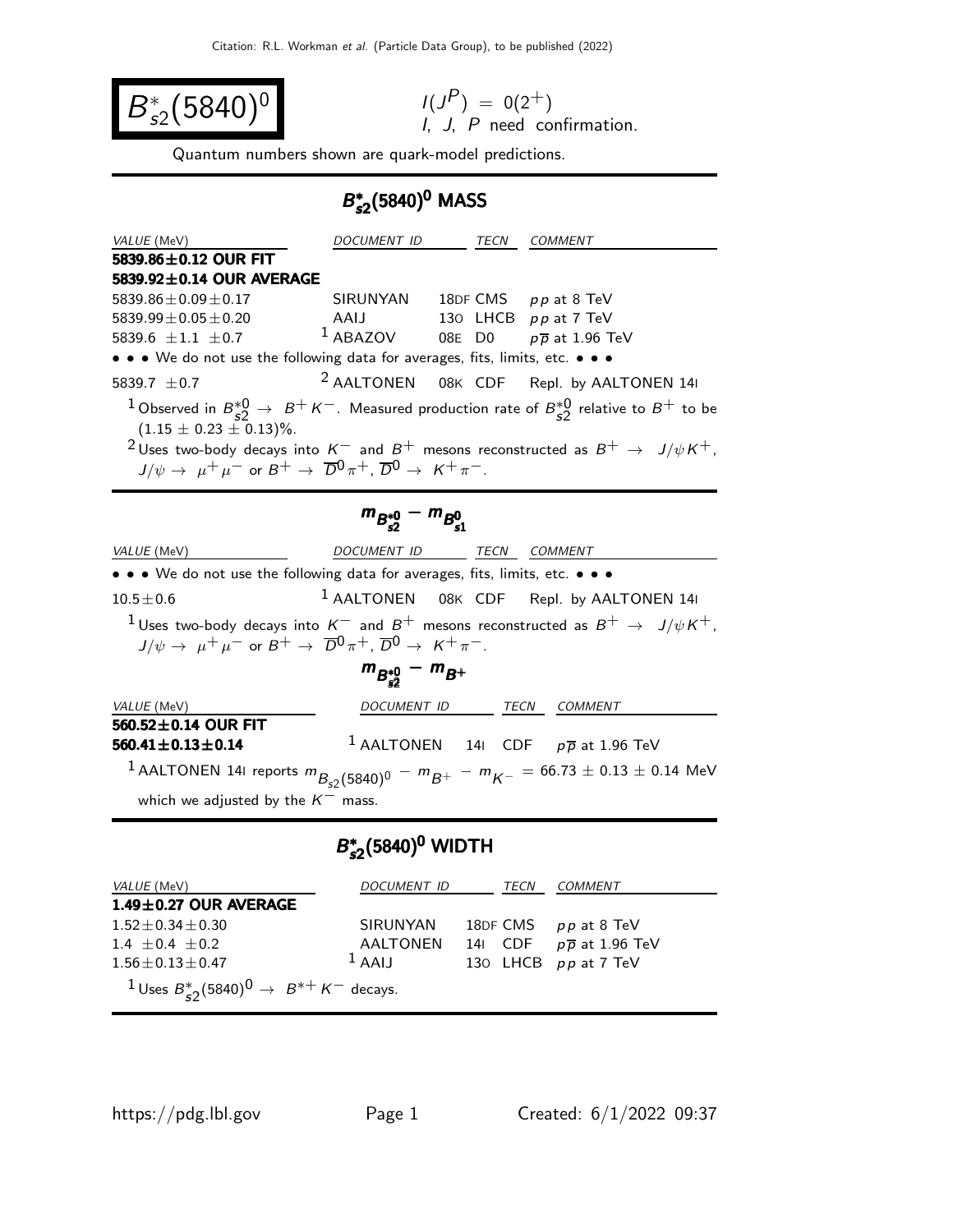# $B^*_{s2}(5840)^0$

$I(J^P) = 0(2^+)$
I, J, P need confirmation.

Quantum numbers shown are quark-model predictions.

## $B^*_{s2}(5840)^0$ MASS

| VALUE (MeV) | DOCUMENT ID | TECN | COMMENT |
|---|---|---|---|
| **5839.86±0.12 OUR FIT** | | | |
| **5839.92±0.14 OUR AVERAGE** | | | |
| 5839.86±0.09±0.17 | SIRUNYAN | 18DF CMS | $pp$ at 8 TeV |
| 5839.99±0.05±0.20 | AAIJ | 13O LHCB | $pp$ at 7 TeV |
| 5839.6 ±1.1 ±0.7 | [1] ABAZOV | 08E D0 | $p\overline{p}$ at 1.96 TeV |
| • • • We do not use the following data for averages, fits, limits, etc. • • • | | | |
| 5839.7 ±0.7 | [2] AALTONEN | 08K CDF | Repl. by AALTONEN 14I |

[1] Observed in $B^{*0}_{s2} \to B^+ K^-$. Measured production rate of $B^{*0}_{s2}$ relative to $B^+$ to be $(1.15 \pm 0.23 \pm 0.13)\%$.

[2] Uses two-body decays into $K^-$ and $B^+$ mesons reconstructed as $B^+ \to J/\psi K^+$, $J/\psi \to \mu^+\mu^-$ or $B^+ \to \overline{D}^0\pi^+$, $\overline{D}^0 \to K^+\pi^-$.

## $m_{B^{*0}_{s2}} - m_{B^0_{s1}}$

| VALUE (MeV) | DOCUMENT ID | TECN | COMMENT |
|---|---|---|---|
| • • • We do not use the following data for averages, fits, limits, etc. • • • | | | |
| 10.5±0.6 | [1] AALTONEN | 08K CDF | Repl. by AALTONEN 14I |

[1] Uses two-body decays into $K^-$ and $B^+$ mesons reconstructed as $B^+ \to J/\psi K^+$, $J/\psi \to \mu^+\mu^-$ or $B^+ \to \overline{D}^0\pi^+$, $\overline{D}^0 \to K^+\pi^-$.

## $m_{B^{*0}_{s2}} - m_{B^+}$

| VALUE (MeV) | DOCUMENT ID | TECN | COMMENT |
|---|---|---|---|
| **560.52±0.14 OUR FIT** | | | |
| **560.41±0.13±0.14** | [1] AALTONEN | 14I CDF | $p\overline{p}$ at 1.96 TeV |

[1] AALTONEN 14I reports $m_{B_{s2}(5840)^0} - m_{B^+} - m_{K^-} = 66.73 \pm 0.13 \pm 0.14$ MeV which we adjusted by the $K^-$ mass.

## $B^*_{s2}(5840)^0$ WIDTH

| VALUE (MeV) | DOCUMENT ID | TECN | COMMENT |
|---|---|---|---|
| **1.49±0.27 OUR AVERAGE** | | | |
| 1.52±0.34±0.30 | SIRUNYAN | 18DF CMS | $pp$ at 8 TeV |
| 1.4 ±0.4 ±0.2 | AALTONEN | 14I CDF | $p\overline{p}$ at 1.96 TeV |
| 1.56±0.13±0.47 | [1] AAIJ | 13O LHCB | $pp$ at 7 TeV |

[1] Uses $B^*_{s2}(5840)^0 \to B^{*+} K^-$ decays.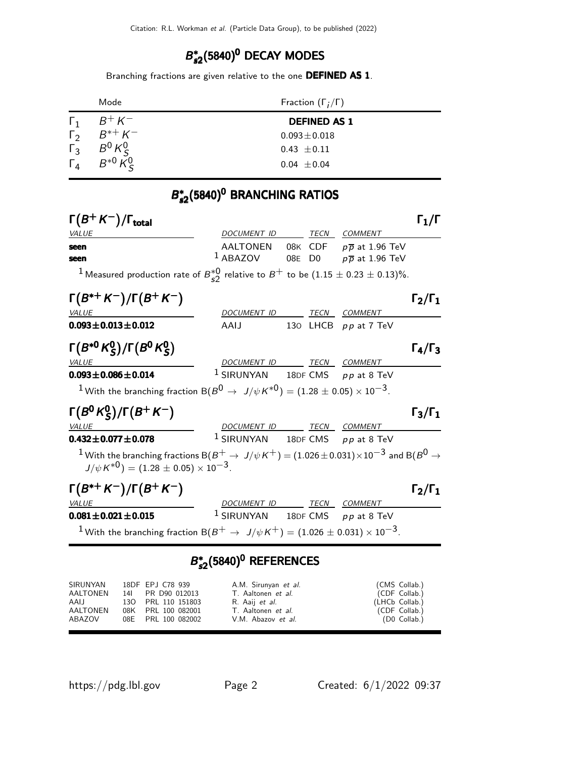## $B^*_{s2}(5840)^0$ DECAY MODES

Branching fractions are given relative to the one **DEFINED AS 1**.

| | Mode | Fraction ($\Gamma_i/\Gamma$) |
|---|---|---|
| $\Gamma_1$ | $B^+ K^-$ | **DEFINED AS 1** |
| $\Gamma_2$ | $B^{*+} K^-$ | $0.093 \pm 0.018$ |
| $\Gamma_3$ | $B^0 K^0_S$ | $0.43 \pm 0.11$ |
| $\Gamma_4$ | $B^{*0} K^0_S$ | $0.04 \pm 0.04$ |

## $B^*_{s2}(5840)^0$ BRANCHING RATIOS

### $\Gamma(B^+ K^-)/\Gamma_{\text{total}}$ — $\Gamma_1/\Gamma$

| VALUE | DOCUMENT ID | | TECN | COMMENT |
|---|---|---|---|---|
| **seen** | AALTONEN | 08K | CDF | $p\overline{p}$ at 1.96 TeV |
| **seen** | [1] ABAZOV | 08E | D0 | $p\overline{p}$ at 1.96 TeV |

[1] Measured production rate of $B^{*0}_{s2}$ relative to $B^+$ to be $(1.15 \pm 0.23 \pm 0.13)\%$.

### $\Gamma(B^{*+} K^-)/\Gamma(B^+ K^-)$ — $\Gamma_2/\Gamma_1$

| VALUE | DOCUMENT ID | | TECN | COMMENT |
|---|---|---|---|---|
| **$0.093 \pm 0.013 \pm 0.012$** | AAIJ | 13O | LHCB | $pp$ at 7 TeV |

### $\Gamma(B^{*0} K^0_S)/\Gamma(B^0 K^0_S)$ — $\Gamma_4/\Gamma_3$

| VALUE | DOCUMENT ID | | TECN | COMMENT |
|---|---|---|---|---|
| **$0.093 \pm 0.086 \pm 0.014$** | [1] SIRUNYAN | 18DF | CMS | $pp$ at 8 TeV |

[1] With the branching fraction $B(B^0 \rightarrow J/\psi K^{*0}) = (1.28 \pm 0.05) \times 10^{-3}$.

### $\Gamma(B^0 K^0_S)/\Gamma(B^+ K^-)$ — $\Gamma_3/\Gamma_1$

| VALUE | DOCUMENT ID | | TECN | COMMENT |
|---|---|---|---|---|
| **$0.432 \pm 0.077 \pm 0.078$** | [1] SIRUNYAN | 18DF | CMS | $pp$ at 8 TeV |

[1] With the branching fractions $B(B^+ \rightarrow J/\psi K^+) = (1.026 \pm 0.031) \times 10^{-3}$ and $B(B^0 \rightarrow J/\psi K^{*0}) = (1.28 \pm 0.05) \times 10^{-3}$.

### $\Gamma(B^{*+} K^-)/\Gamma(B^+ K^-)$ — $\Gamma_2/\Gamma_1$

| VALUE | DOCUMENT ID | | TECN | COMMENT |
|---|---|---|---|---|
| **$0.081 \pm 0.021 \pm 0.015$** | [1] SIRUNYAN | 18DF | CMS | $pp$ at 8 TeV |

[1] With the branching fraction $B(B^+ \rightarrow J/\psi K^+) = (1.026 \pm 0.031) \times 10^{-3}$.

## $B^*_{s2}(5840)^0$ REFERENCES

| | | | | |
|---|---|---|---|---|
| SIRUNYAN | 18DF | EPJ C78 939 | A.M. Sirunyan *et al.* | (CMS Collab.) |
| AALTONEN | 14I | PR D90 012013 | T. Aaltonen *et al.* | (CDF Collab.) |
| AAIJ | 13O | PRL 110 151803 | R. Aaij *et al.* | (LHCb Collab.) |
| AALTONEN | 08K | PRL 100 082001 | T. Aaltonen *et al.* | (CDF Collab.) |
| ABAZOV | 08E | PRL 100 082002 | V.M. Abazov *et al.* | (D0 Collab.) |